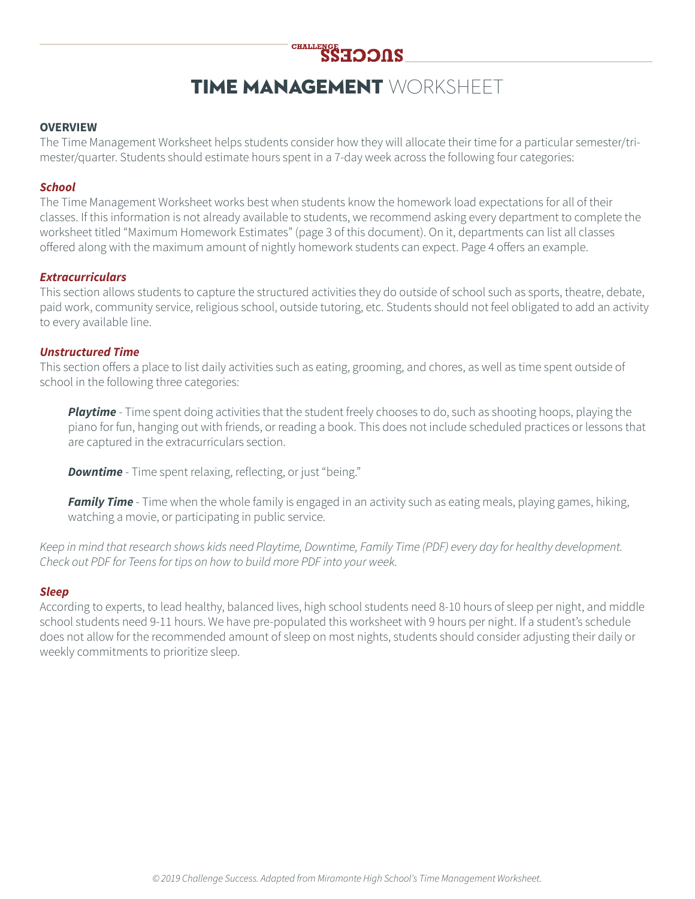# TIME MANAGEMENT WORKSHEET

**OVERVIEW**

The Time Management Worksheet helps students consider how they will allocate their time for a particular semester/tri-mester/quarter. Students should estimate hours spent in a 7-day week across the following four categories:

***School***

The Time Management Worksheet works best when students know the homework load expectations for all of their classes. If this information is not already available to students, we recommend asking every department to complete the worksheet titled "Maximum Homework Estimates" (page 3 of this document). On it, departments can list all classes offered along with the maximum amount of nightly homework students can expect. Page 4 offers an example.

***Extracurriculars***

This section allows students to capture the structured activities they do outside of school such as sports, theatre, debate, paid work, community service, religious school, outside tutoring, etc. Students should not feel obligated to add an activity to every available line.

***Unstructured Time***

This section offers a place to list daily activities such as eating, grooming, and chores, as well as time spent outside of school in the following three categories:

> ***Playtime*** - Time spent doing activities that the student freely chooses to do, such as shooting hoops, playing the piano for fun, hanging out with friends, or reading a book. This does not include scheduled practices or lessons that are captured in the extracurriculars section.
>
> ***Downtime*** - Time spent relaxing, reflecting, or just "being."
>
> ***Family Time*** - Time when the whole family is engaged in an activity such as eating meals, playing games, hiking, watching a movie, or participating in public service.

*Keep in mind that research shows kids need Playtime, Downtime, Family Time (PDF) every day for healthy development. Check out PDF for Teens for tips on how to build more PDF into your week.*

***Sleep***

According to experts, to lead healthy, balanced lives, high school students need 8-10 hours of sleep per night, and middle school students need 9-11 hours. We have pre-populated this worksheet with 9 hours per night. If a student's schedule does not allow for the recommended amount of sleep on most nights, students should consider adjusting their daily or weekly commitments to prioritize sleep.

*© 2019 Challenge Success. Adapted from Miramonte High School's Time Management Worksheet.*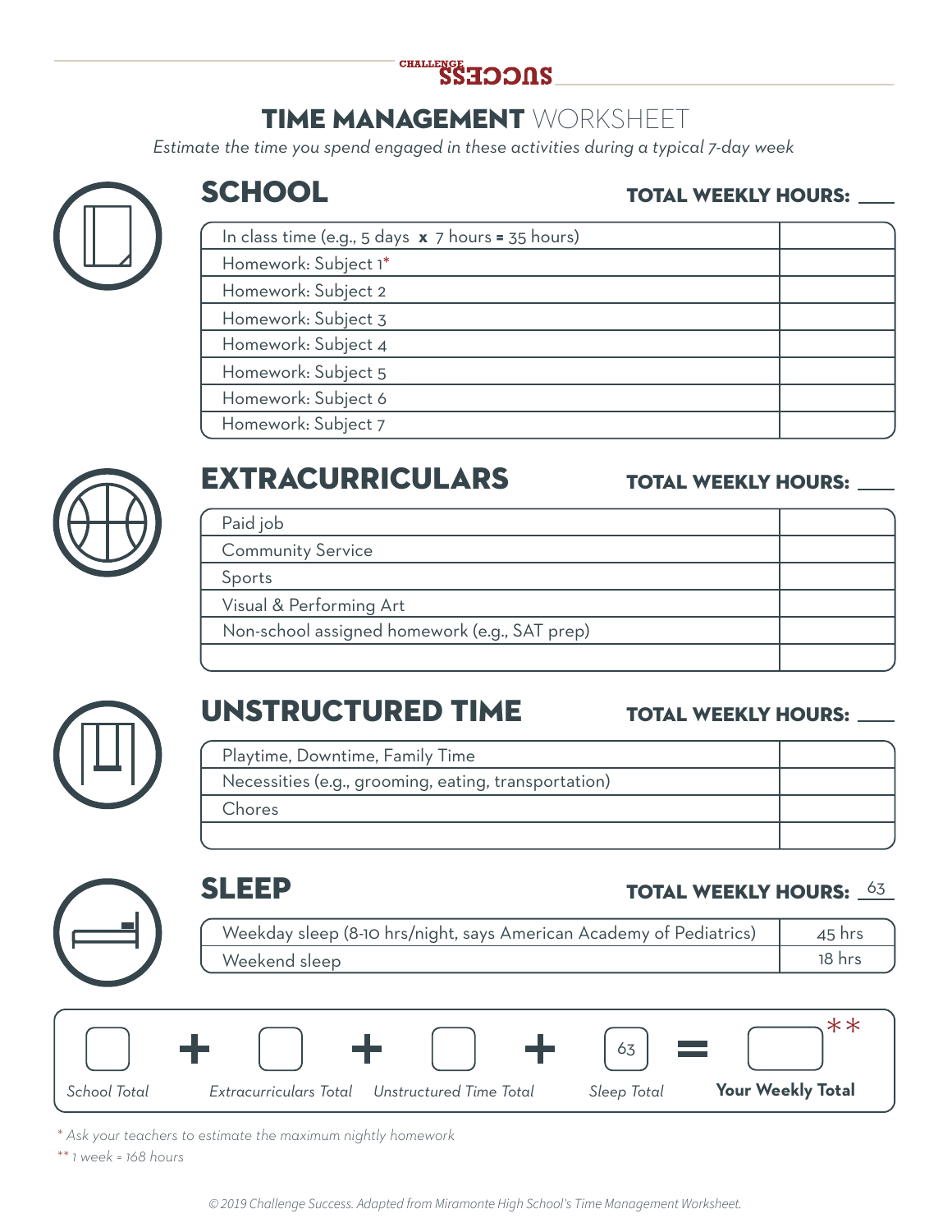CHALLENGE SUCCESS

# TIME MANAGEMENT WORKSHEET

*Estimate the time you spend engaged in these activities during a typical 7-day week*

## SCHOOL

**TOTAL WEEKLY HOURS:** ____

| | |
|---|---|
| In class time (e.g., 5 days **x** 7 hours **=** 35 hours) | |
| Homework: Subject 1* | |
| Homework: Subject 2 | |
| Homework: Subject 3 | |
| Homework: Subject 4 | |
| Homework: Subject 5 | |
| Homework: Subject 6 | |
| Homework: Subject 7 | |

## EXTRACURRICULARS

**TOTAL WEEKLY HOURS:** ____

| | |
|---|---|
| Paid job | |
| Community Service | |
| Sports | |
| Visual & Performing Art | |
| Non-school assigned homework (e.g., SAT prep) | |
| | |

## UNSTRUCTURED TIME

**TOTAL WEEKLY HOURS:** ____

| | |
|---|---|
| Playtime, Downtime, Family Time | |
| Necessities (e.g., grooming, eating, transportation) | |
| Chores | |
| | |

## SLEEP

**TOTAL WEEKLY HOURS:** 63

| | |
|---|---|
| Weekday sleep (8-10 hrs/night, says American Academy of Pediatrics) | 45 hrs |
| Weekend sleep | 18 hrs |

| | | | | | | | | |
|---|---|---|---|---|---|---|---|---|
| | + | | + | | + | 63 | = | ** |
| *School Total* | | *Extracurriculars Total* | | *Unstructured Time Total* | | *Sleep Total* | | **Your Weekly Total** |

*\* Ask your teachers to estimate the maximum nightly homework*

*\*\* 1 week = 168 hours*

*© 2019 Challenge Success. Adapted from Miramonte High School's Time Management Worksheet.*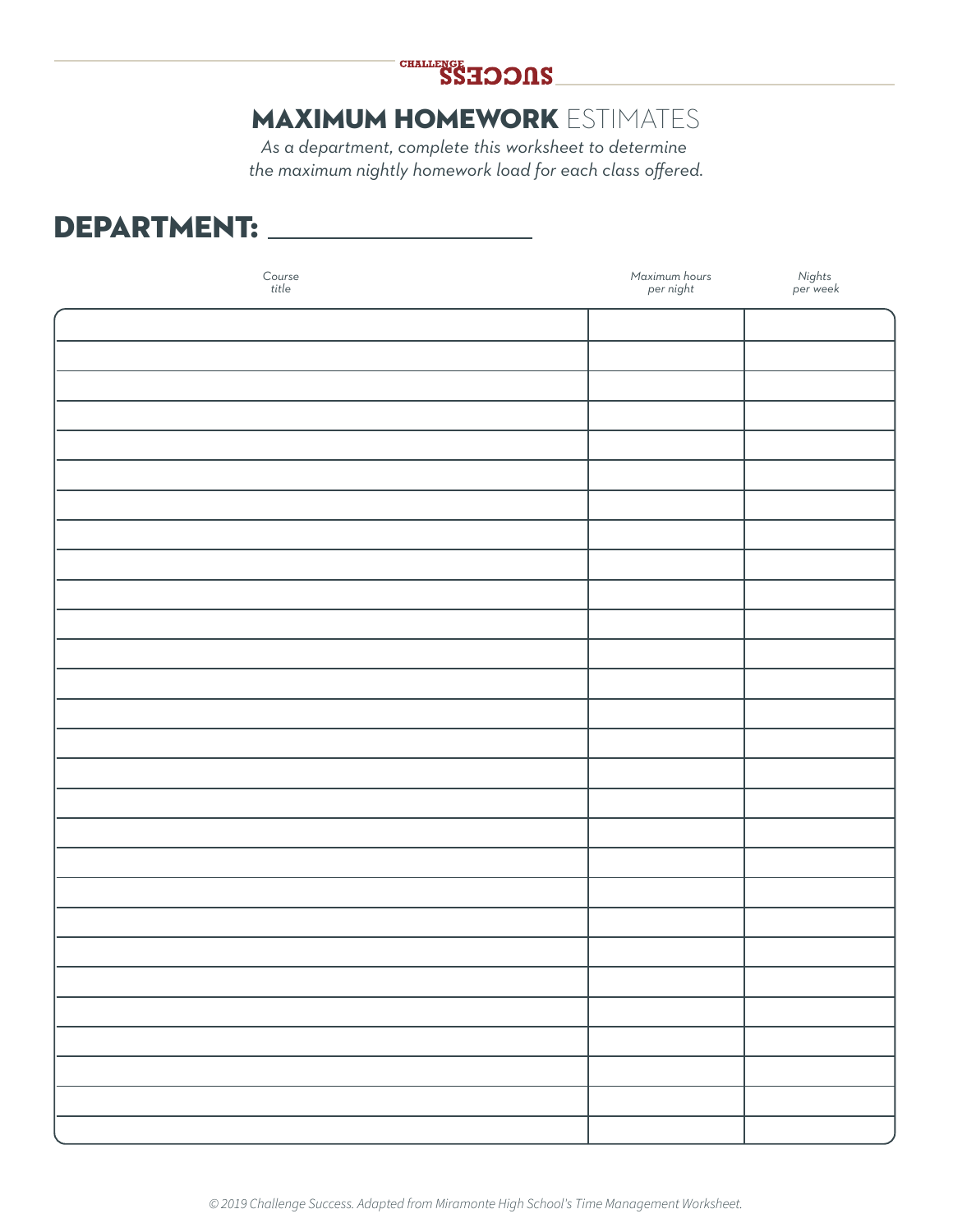CHALLENGE SUCCESS

# MAXIMUM HOMEWORK ESTIMATES

*As a department, complete this worksheet to determine the maximum nightly homework load for each class offered.*

## DEPARTMENT: ____________________

| Course title | Maximum hours per night | Nights per week |
|---|---|---|
| | | |
| | | |
| | | |
| | | |
| | | |
| | | |
| | | |
| | | |
| | | |
| | | |
| | | |
| | | |
| | | |
| | | |
| | | |
| | | |
| | | |
| | | |
| | | |
| | | |
| | | |
| | | |
| | | |
| | | |
| | | |
| | | |
| | | |
| | | |

*© 2019 Challenge Success. Adapted from Miramonte High School's Time Management Worksheet.*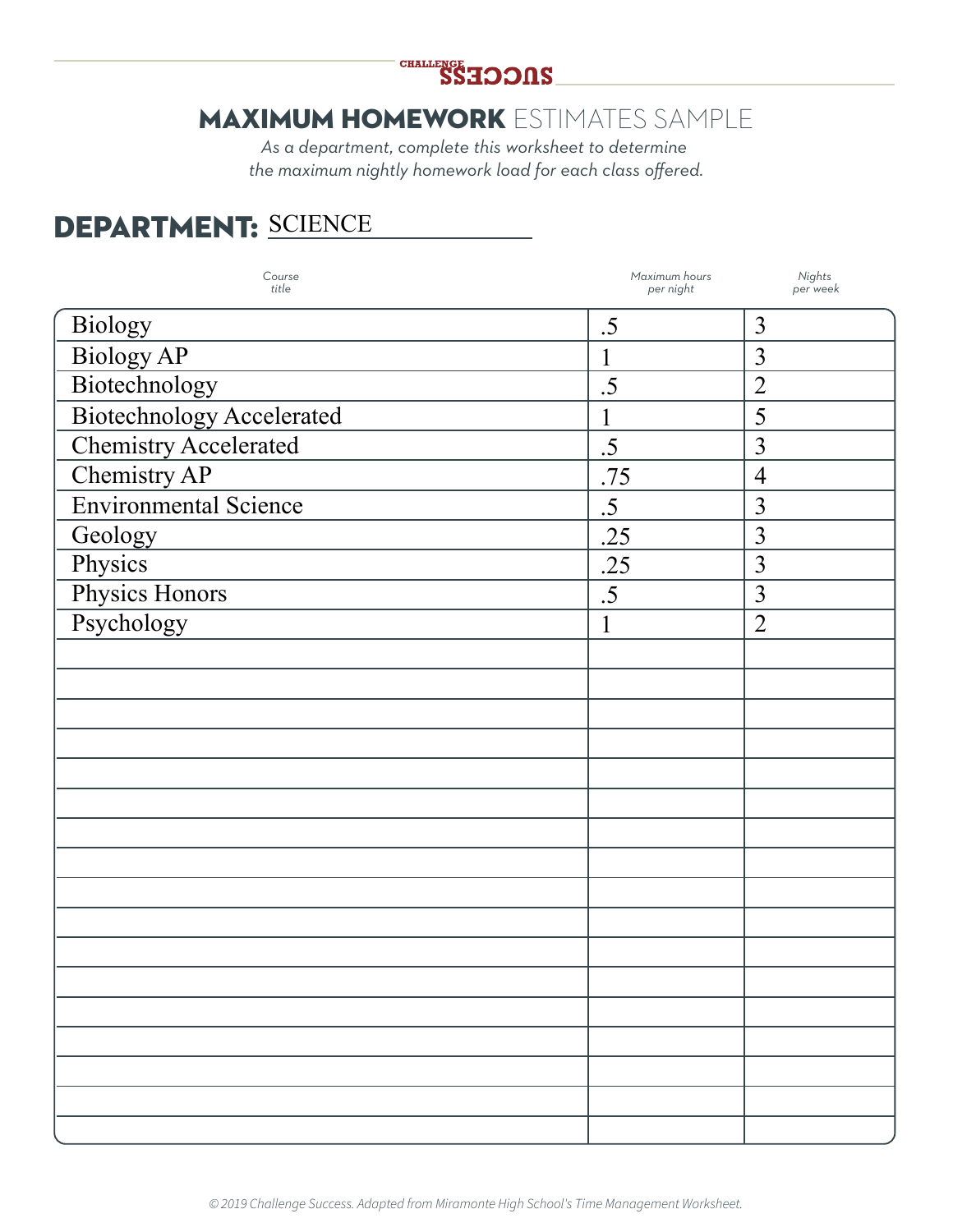# MAXIMUM HOMEWORK ESTIMATES SAMPLE

*As a department, complete this worksheet to determine the maximum nightly homework load for each class offered.*

## DEPARTMENT: SCIENCE

| Course title | Maximum hours per night | Nights per week |
|---|---|---|
| Biology | .5 | 3 |
| Biology AP | 1 | 3 |
| Biotechnology | .5 | 2 |
| Biotechnology Accelerated | 1 | 5 |
| Chemistry Accelerated | .5 | 3 |
| Chemistry AP | .75 | 4 |
| Environmental Science | .5 | 3 |
| Geology | .25 | 3 |
| Physics | .25 | 3 |
| Physics Honors | .5 | 3 |
| Psychology | 1 | 2 |
| | | |
| | | |
| | | |
| | | |
| | | |
| | | |
| | | |
| | | |
| | | |
| | | |
| | | |
| | | |
| | | |
| | | |
| | | |
| | | |

*© 2019 Challenge Success. Adapted from Miramonte High School's Time Management Worksheet.*